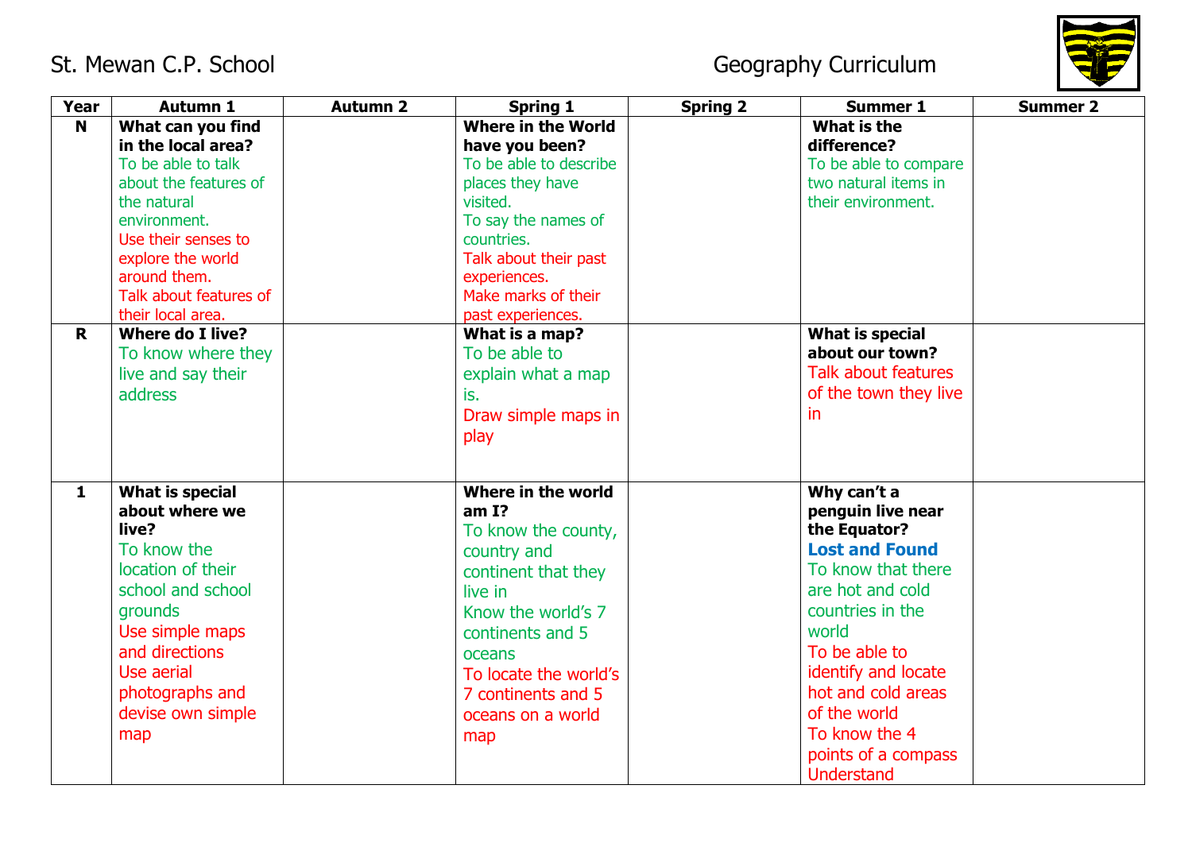St. Mewan C.P. School

Geography Curriculum

| Year | Autumn 1 | Autumn 2 | Spring 1 | Spring 2 | Summer 1 | Summer 2 |
|---|---|---|---|---|---|---|
| N | **What can you find in the local area?**<br>To be able to talk about the features of the natural environment.<br>Use their senses to explore the world around them.<br>Talk about features of their local area. | | **Where in the World have you been?**<br>To be able to describe places they have visited.<br>To say the names of countries.<br>Talk about their past experiences.<br>Make marks of their past experiences. | | **What is the difference?**<br>To be able to compare two natural items in their environment. | |
| R | **Where do I live?**<br>To know where they live and say their address | | **What is a map?**<br>To be able to explain what a map is.<br>Draw simple maps in play | | **What is special about our town?**<br>Talk about features of the town they live in | |
| 1 | **What is special about where we live?**<br>To know the location of their school and school grounds<br>Use simple maps and directions<br>Use aerial photographs and devise own simple map | | **Where in the world am I?**<br>To know the county, country and continent that they live in<br>Know the world's 7 continents and 5 oceans<br>To locate the world's 7 continents and 5 oceans on a world map | | **Why can't a penguin live near the Equator?**<br>**Lost and Found**<br>To know that there are hot and cold countries in the world<br>To be able to identify and locate hot and cold areas of the world<br>To know the 4 points of a compass<br>Understand | |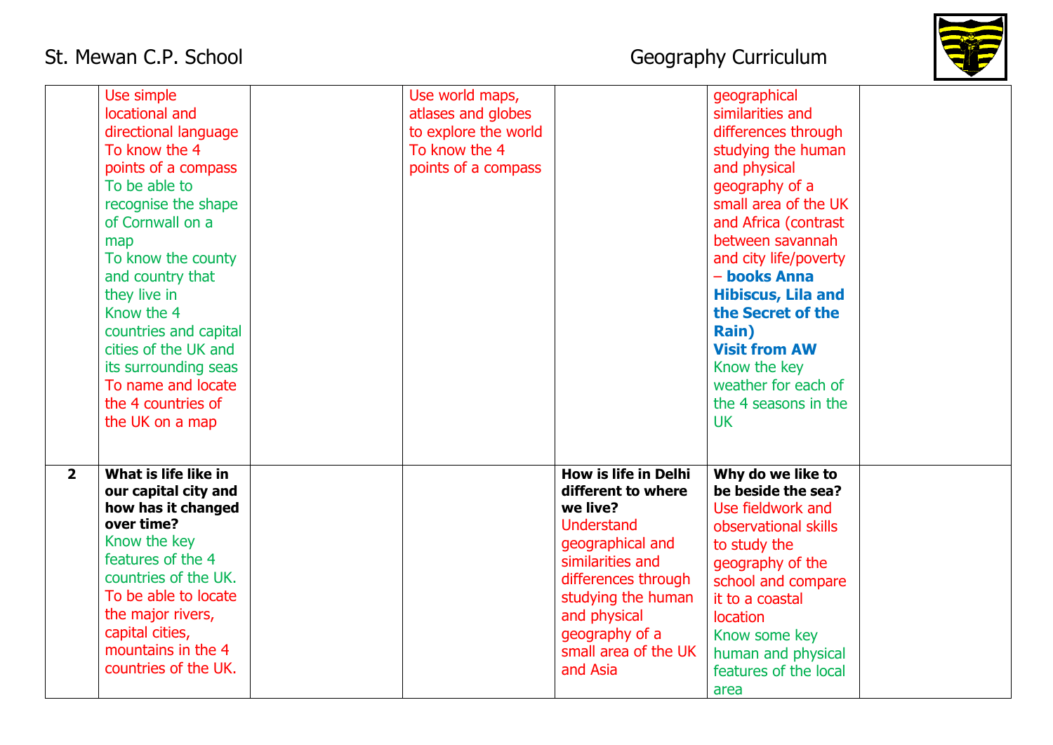| | | | | | | |
|---|---|---|---|---|---|---|
| | Use simple locational and directional language<br>To know the 4 points of a compass<br>To be able to recognise the shape of Cornwall on a map<br>To know the county and country that they live in<br>Know the 4 countries and capital cities of the UK and its surrounding seas<br>To name and locate the 4 countries of the UK on a map | | Use world maps, atlases and globes to explore the world<br>To know the 4 points of a compass | | geographical similarities and differences through studying the human and physical geography of a small area of the UK and Africa (contrast between savannah and city life/poverty – **books Anna Hibiscus, Lila and the Secret of the Rain)**<br>**Visit from AW**<br>Know the key weather for each of the 4 seasons in the UK | |
| **2** | **What is life like in our capital city and how has it changed over time?**<br>Know the key features of the 4 countries of the UK.<br>To be able to locate the major rivers, capital cities, mountains in the 4 countries of the UK. | | | **How is life in Delhi different to where we live?**<br>Understand geographical and similarities and differences through studying the human and physical geography of a small area of the UK and Asia | **Why do we like to be beside the sea?**<br>Use fieldwork and observational skills to study the geography of the school and compare it to a coastal location<br>Know some key human and physical features of the local area | |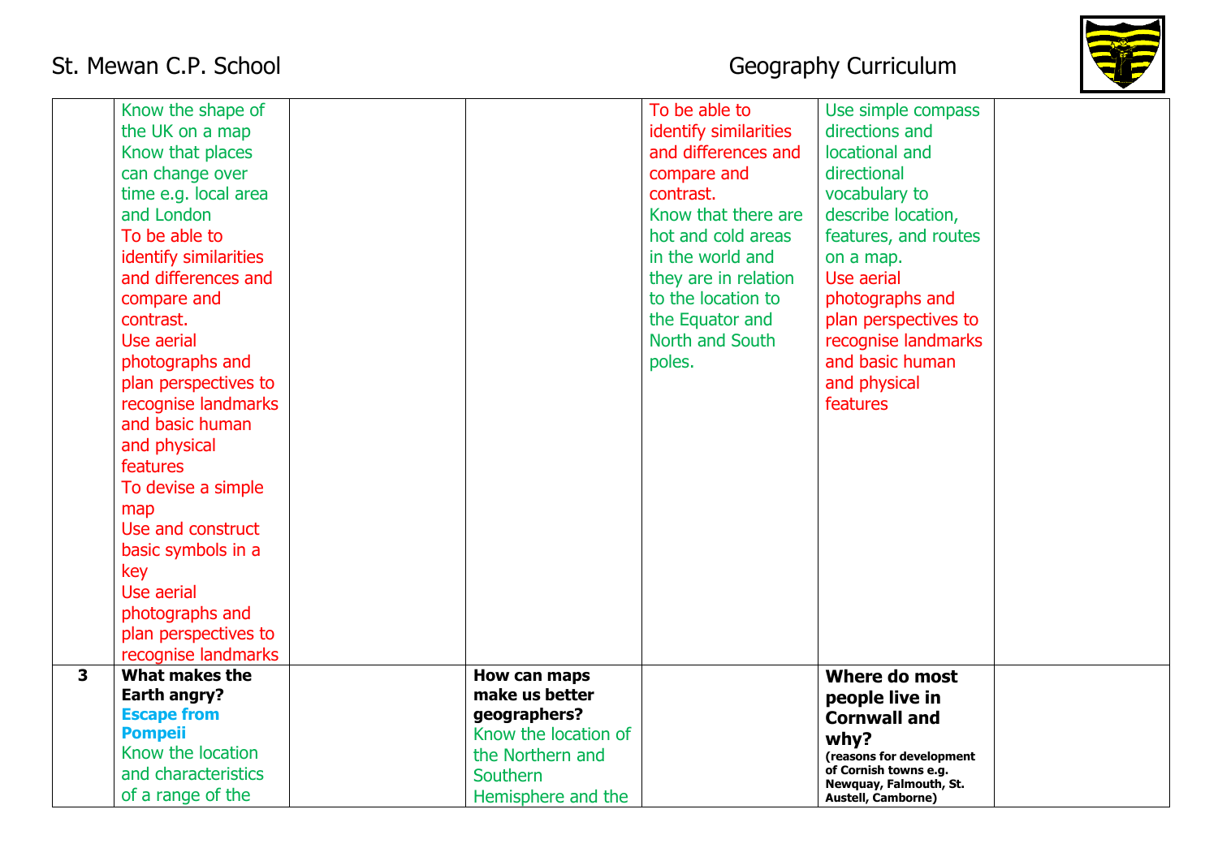| | | | | | | |
|---|---|---|---|---|---|---|
| | Know the shape of the UK on a map<br>Know that places can change over time e.g. local area and London<br>To be able to identify similarities and differences and compare and contrast.<br>Use aerial photographs and plan perspectives to recognise landmarks and basic human and physical features<br>To devise a simple map<br>Use and construct basic symbols in a key<br>Use aerial photographs and plan perspectives to recognise landmarks | | | To be able to identify similarities and differences and compare and contrast.<br>Know that there are hot and cold areas in the world and they are in relation to the location to the Equator and North and South poles. | Use simple compass directions and locational and directional vocabulary to describe location, features, and routes on a map.<br>Use aerial photographs and plan perspectives to recognise landmarks and basic human and physical features | |
| **3** | **What makes the Earth angry?**<br>**Escape from Pompeii**<br>Know the location and characteristics of a range of the | | **How can maps make us better geographers?**<br>Know the location of the Northern and Southern Hemisphere and the | | **Where do most people live in Cornwall and why?**<br>**(reasons for development of Cornish towns e.g. Newquay, Falmouth, St. Austell, Camborne)** | |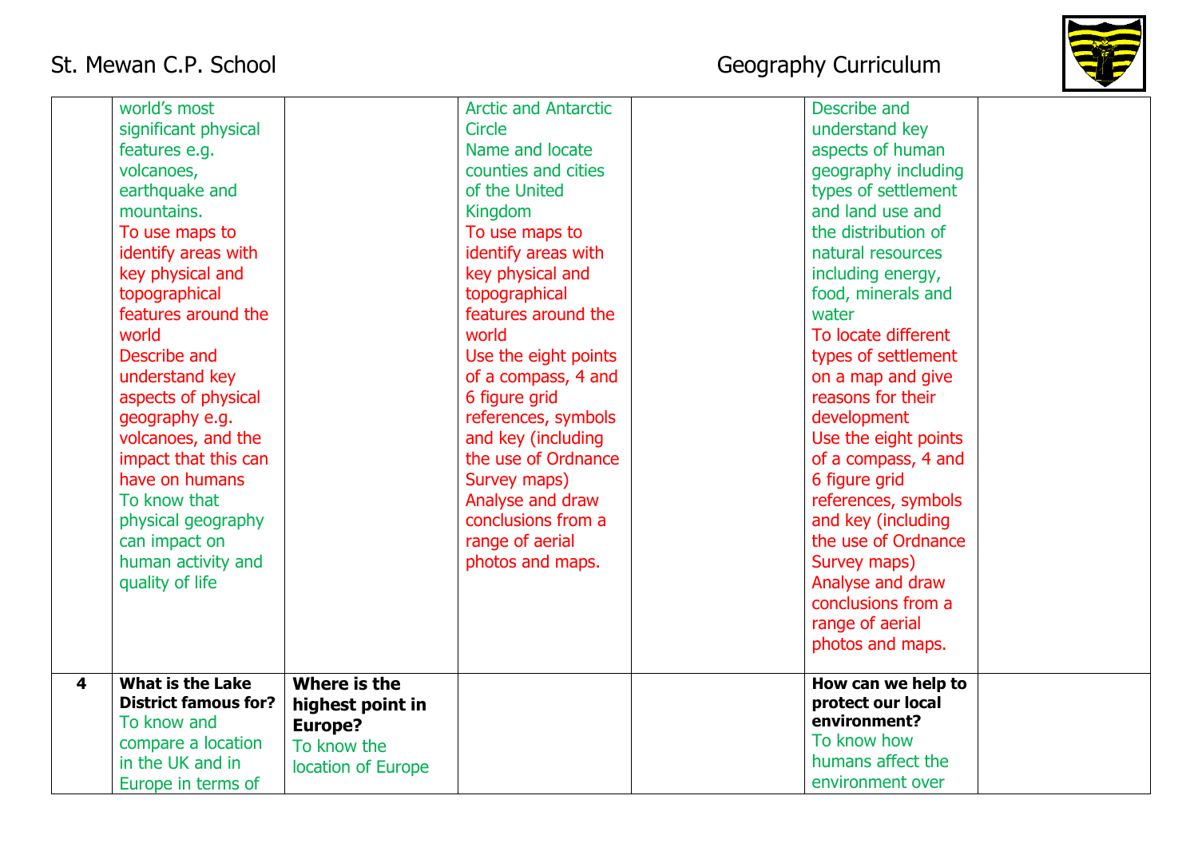| | | | | | | |
|---|---|---|---|---|---|---|
| | world's most significant physical features e.g. volcanoes, earthquake and mountains. To use maps to identify areas with key physical and topographical features around the world Describe and understand key aspects of physical geography e.g. volcanoes, and the impact that this can have on humans To know that physical geography can impact on human activity and quality of life | | Arctic and Antarctic Circle Name and locate counties and cities of the United Kingdom To use maps to identify areas with key physical and topographical features around the world Use the eight points of a compass, 4 and 6 figure grid references, symbols and key (including the use of Ordnance Survey maps) Analyse and draw conclusions from a range of aerial photos and maps. | | Describe and understand key aspects of human geography including types of settlement and land use and the distribution of natural resources including energy, food, minerals and water To locate different types of settlement on a map and give reasons for their development Use the eight points of a compass, 4 and 6 figure grid references, symbols and key (including the use of Ordnance Survey maps) Analyse and draw conclusions from a range of aerial photos and maps. | |
| **4** | **What is the Lake District famous for?** To know and compare a location in the UK and in Europe in terms of | **Where is the highest point in Europe?** To know the location of Europe | | | **How can we help to protect our local environment?** To know how humans affect the environment over | |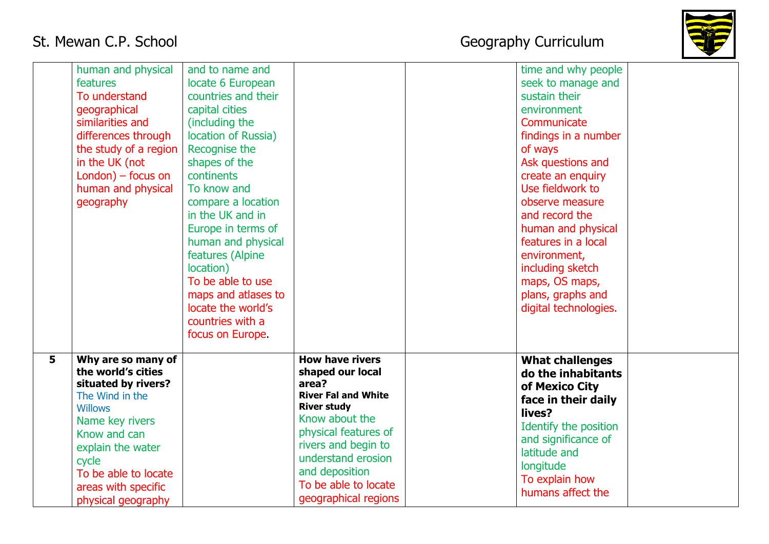| | | | | | | |
|---|---|---|---|---|---|---|
| | human and physical features<br>To understand geographical similarities and differences through the study of a region in the UK (not London) – focus on human and physical geography | and to name and locate 6 European countries and their capital cities (including the location of Russia)<br>Recognise the shapes of the continents<br>To know and compare a location in the UK and in Europe in terms of human and physical features (Alpine location)<br>To be able to use maps and atlases to locate the world's countries with a focus on Europe. | | | time and why people seek to manage and sustain their environment<br>Communicate findings in a number of ways<br>Ask questions and create an enquiry<br>Use fieldwork to observe measure and record the human and physical features in a local environment, including sketch maps, OS maps, plans, graphs and digital technologies. | |
| **5** | **Why are so many of the world's cities situated by rivers?**<br>The Wind in the Willows<br>Name key rivers<br>Know and can explain the water cycle<br>To be able to locate areas with specific physical geography | | **How have rivers shaped our local area?**<br>**River Fal and White River study**<br>Know about the physical features of rivers and begin to understand erosion and deposition<br>To be able to locate geographical regions | | **What challenges do the inhabitants of Mexico City face in their daily lives?**<br>Identify the position and significance of latitude and longitude<br>To explain how humans affect the | |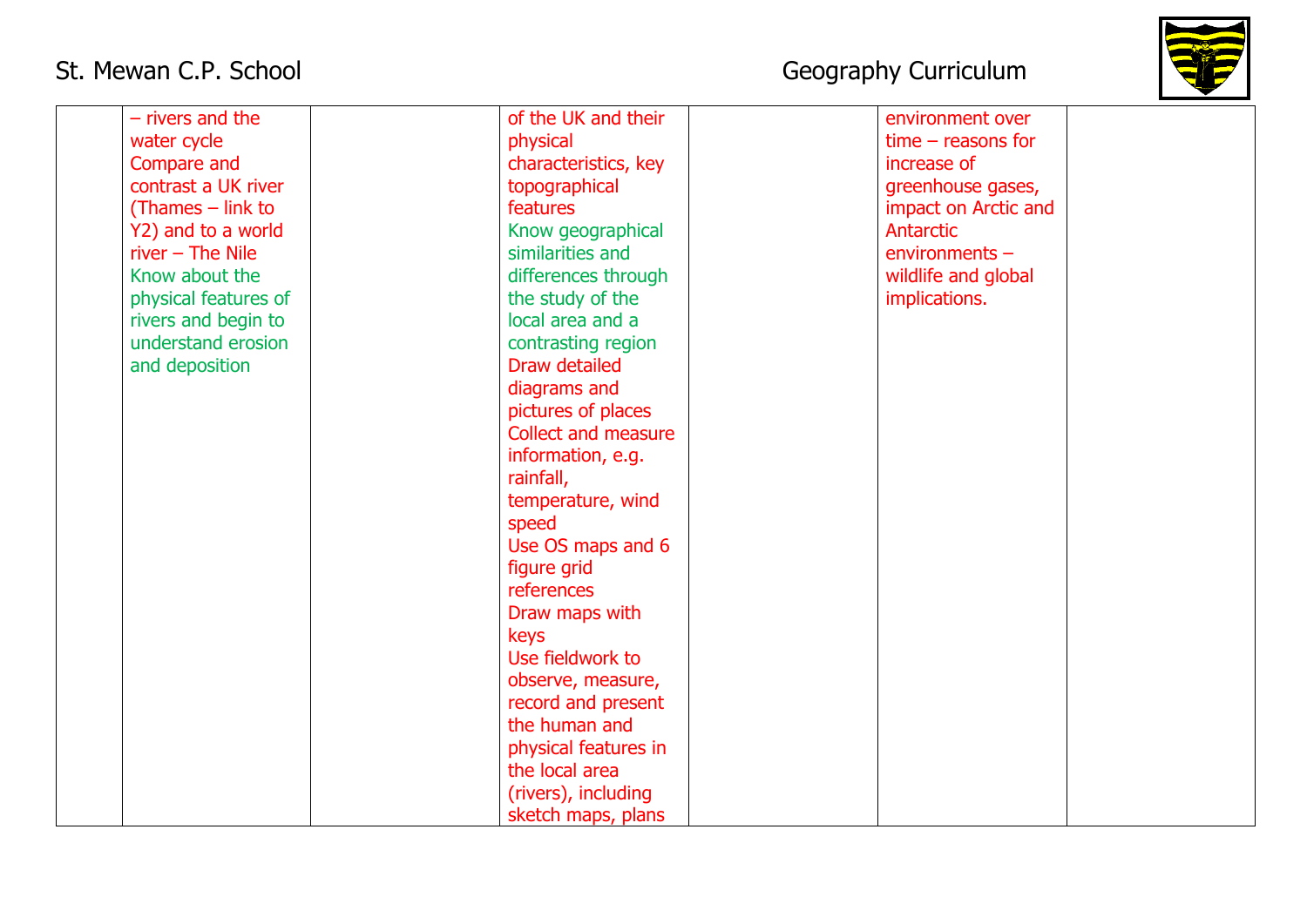| | | | | | | |
|---|---|---|---|---|---|---|
| | – rivers and the water cycle Compare and contrast a UK river (Thames – link to Y2) and to a world river – The Nile Know about the physical features of rivers and begin to understand erosion and deposition | | of the UK and their physical characteristics, key topographical features Know geographical similarities and differences through the study of the local area and a contrasting region Draw detailed diagrams and pictures of places Collect and measure information, e.g. rainfall, temperature, wind speed Use OS maps and 6 figure grid references Draw maps with keys Use fieldwork to observe, measure, record and present the human and physical features in the local area (rivers), including sketch maps, plans | | environment over time – reasons for increase of greenhouse gases, impact on Arctic and Antarctic environments – wildlife and global implications. | |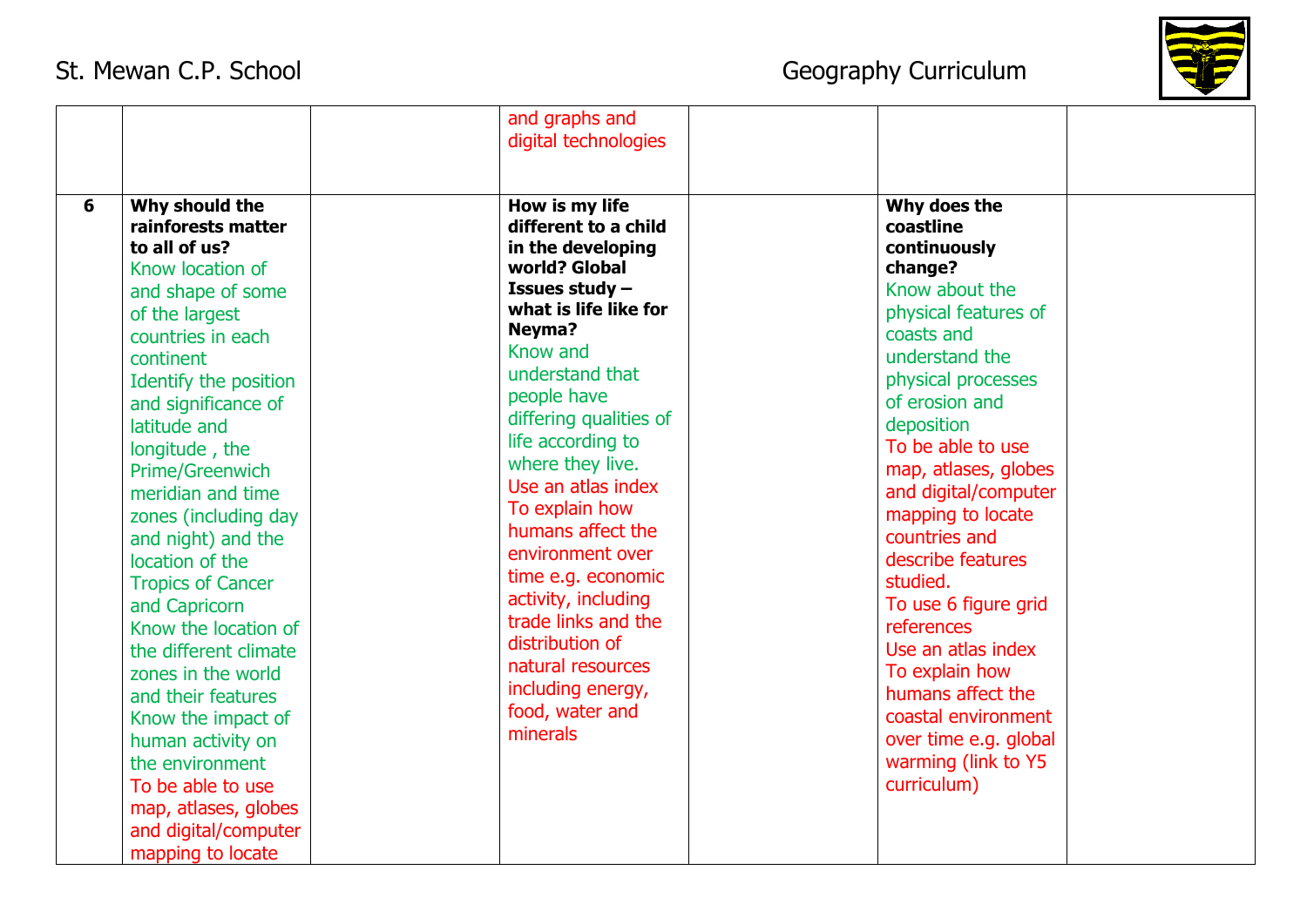| | | | | | | |
|---|---|---|---|---|---|---|
| | | | and graphs and digital technologies | | | |
| **6** | **Why should the rainforests matter to all of us?** Know location of and shape of some of the largest countries in each continent Identify the position and significance of latitude and longitude , the Prime/Greenwich meridian and time zones (including day and night) and the location of the Tropics of Cancer and Capricorn Know the location of the different climate zones in the world and their features Know the impact of human activity on the environment To be able to use map, atlases, globes and digital/computer mapping to locate | | **How is my life different to a child in the developing world? Global Issues study – what is life like for Neyma?** Know and understand that people have differing qualities of life according to where they live. Use an atlas index To explain how humans affect the environment over time e.g. economic activity, including trade links and the distribution of natural resources including energy, food, water and minerals | | **Why does the coastline continuously change?** Know about the physical features of coasts and understand the physical processes of erosion and deposition To be able to use map, atlases, globes and digital/computer mapping to locate countries and describe features studied. To use 6 figure grid references Use an atlas index To explain how humans affect the coastal environment over time e.g. global warming (link to Y5 curriculum) | |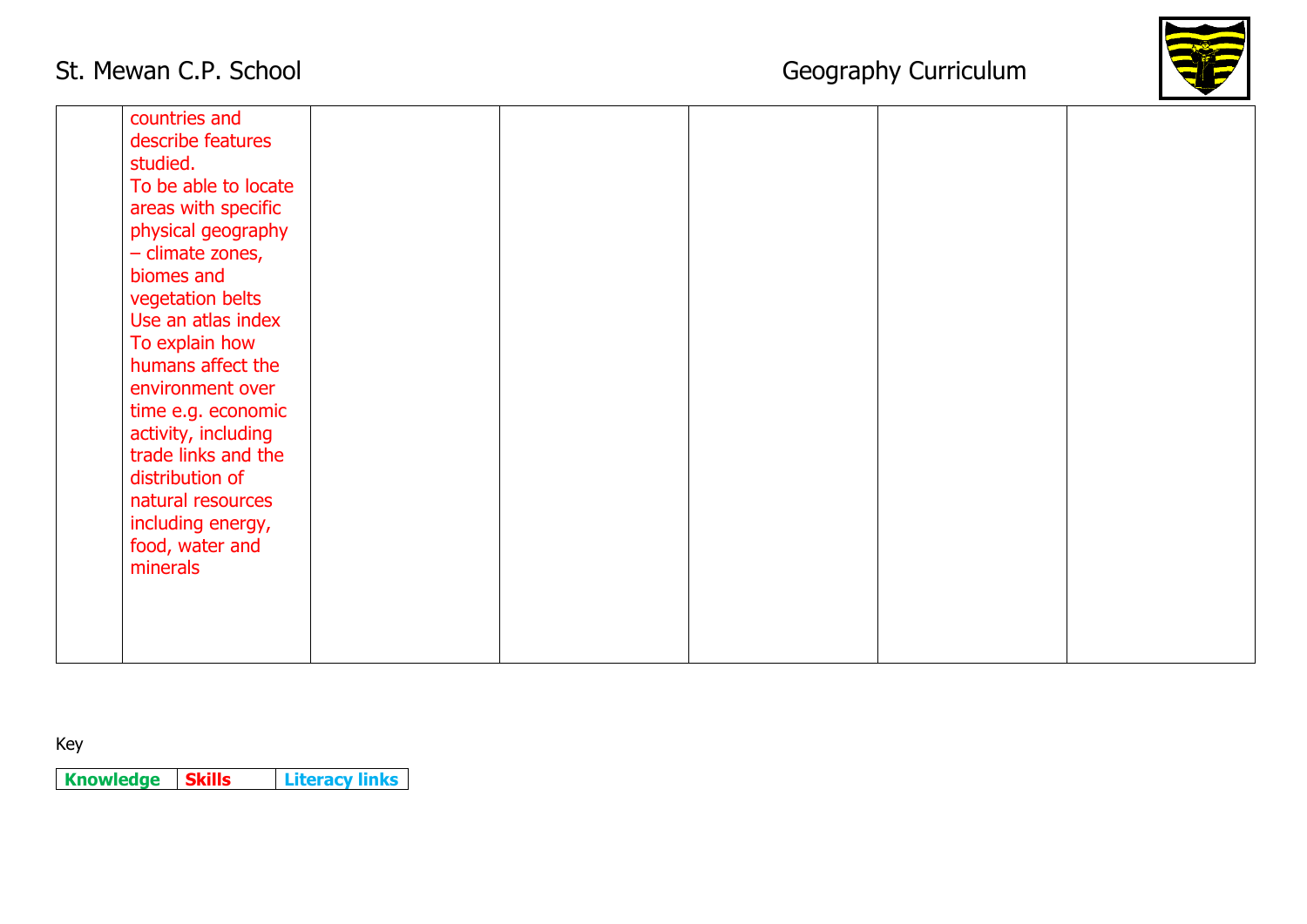| | | | | | | |
|---|---|---|---|---|---|---|
| | countries and describe features studied.<br>To be able to locate areas with specific physical geography – climate zones, biomes and vegetation belts<br>Use an atlas index<br>To explain how humans affect the environment over time e.g. economic activity, including trade links and the distribution of natural resources including energy, food, water and minerals | | | | | |

Key

| Knowledge | Skills | Literacy links |
|---|---|---|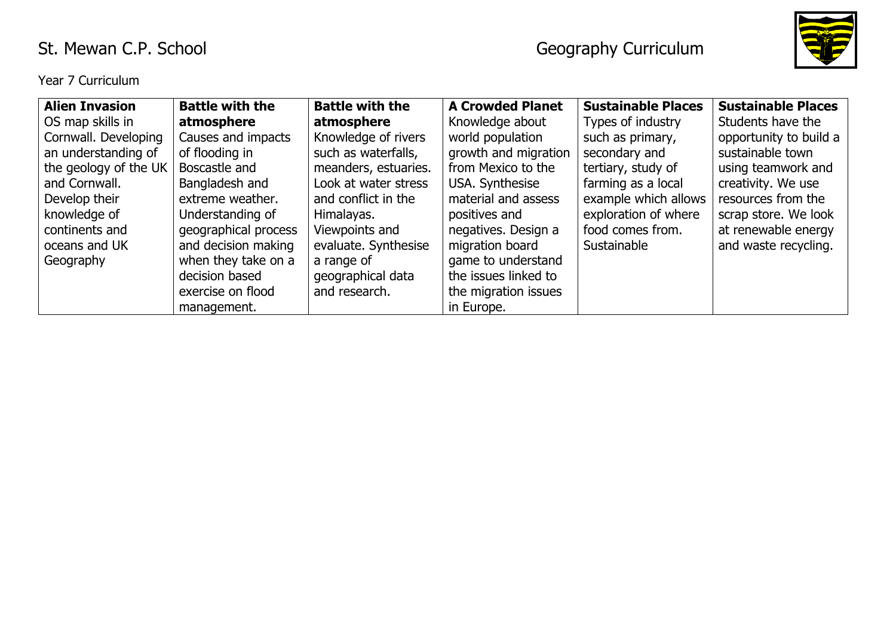St. Mewan C.P. School

Geography Curriculum

Year 7 Curriculum

| | | | | | |
|---|---|---|---|---|---|
| **Alien Invasion** OS map skills in Cornwall. Developing an understanding of the geology of the UK and Cornwall. Develop their knowledge of continents and oceans and UK Geography | **Battle with the atmosphere** Causes and impacts of flooding in Boscastle and Bangladesh and extreme weather. Understanding of geographical process and decision making when they take on a decision based exercise on flood management. | **Battle with the atmosphere** Knowledge of rivers such as waterfalls, meanders, estuaries. Look at water stress and conflict in the Himalayas. Viewpoints and evaluate. Synthesise a range of geographical data and research. | **A Crowded Planet** Knowledge about world population growth and migration from Mexico to the USA. Synthesise material and assess positives and negatives. Design a migration board game to understand the issues linked to the migration issues in Europe. | **Sustainable Places** Types of industry such as primary, secondary and tertiary, study of farming as a local example which allows exploration of where food comes from. Sustainable | **Sustainable Places** Students have the opportunity to build a sustainable town using teamwork and creativity. We use resources from the scrap store. We look at renewable energy and waste recycling. |